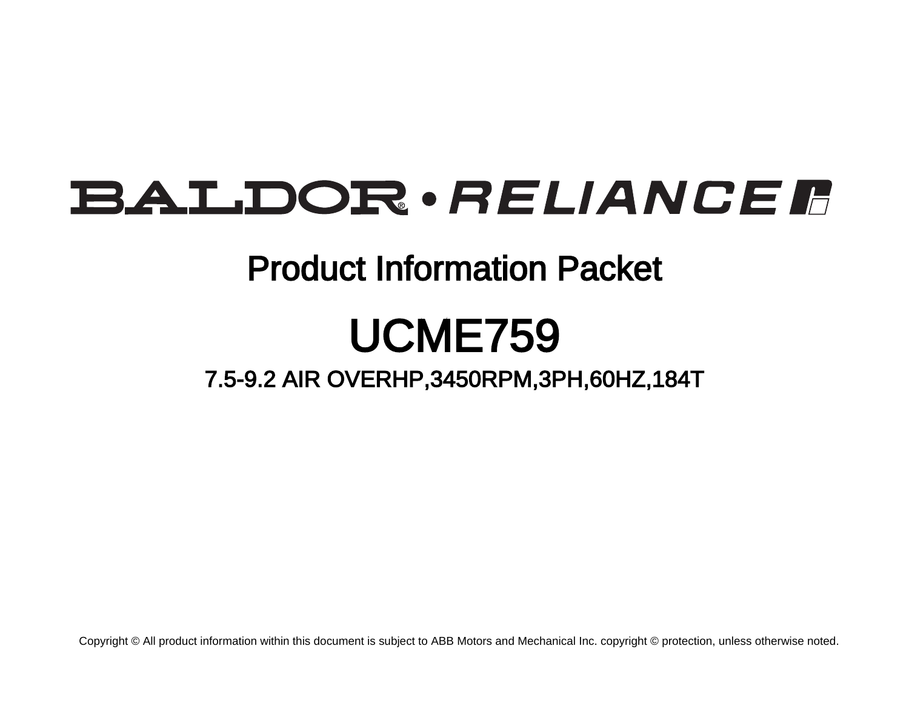# BALDOR • RELIANCE

## Product Information Packet

# UCME759

### 7.5-9.2 AIR OVERHP,3450RPM,3PH,60HZ,184T

Copyright © All product information within this document is subject to ABB Motors and Mechanical Inc. copyright © protection, unless otherwise noted.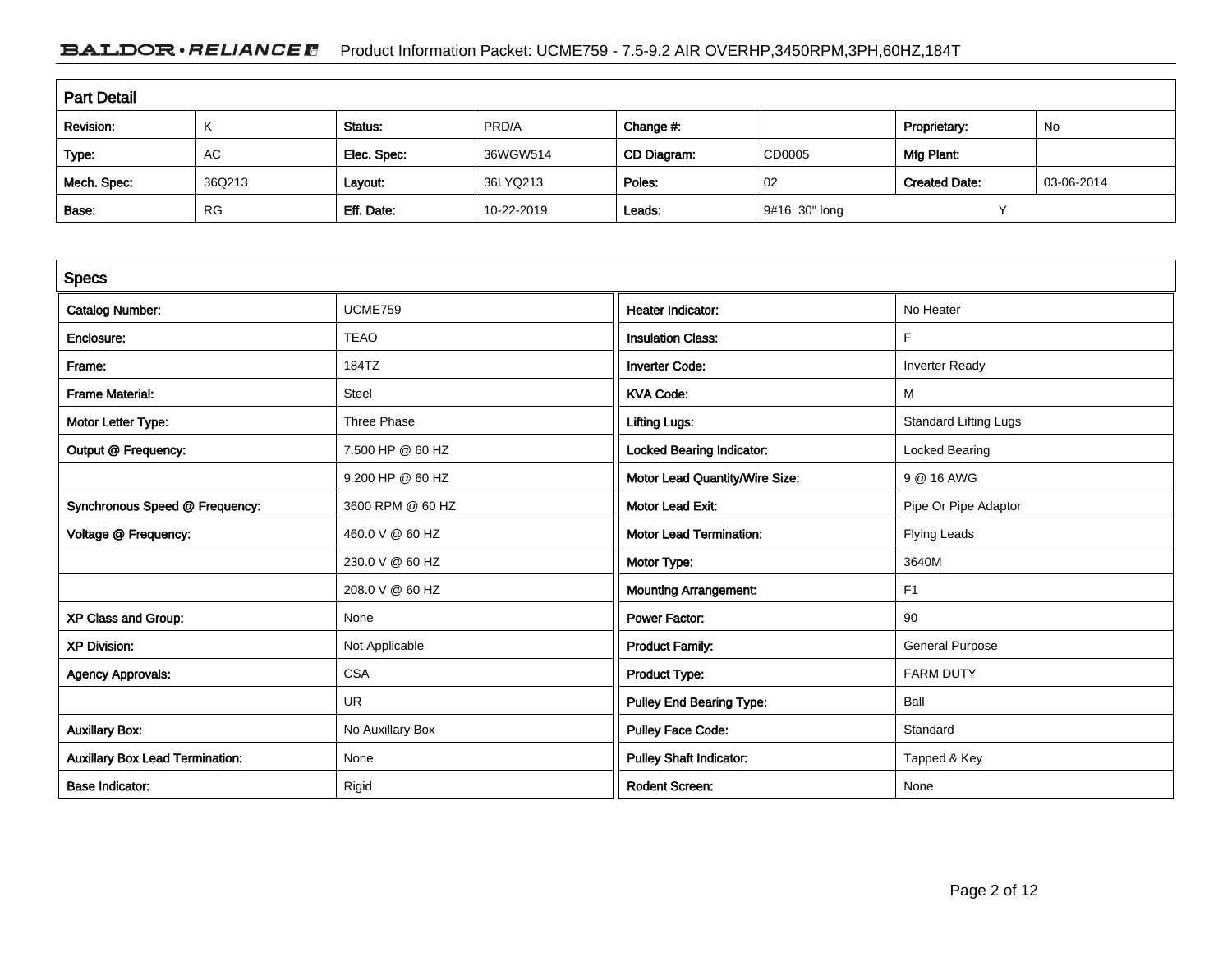## Part Detail

| Revision: | K | Status: | PRD/A | Change #: | | Proprietary: | No |
|---|---|---|---|---|---|---|---|
| Type: | AC | Elec. Spec: | 36WGW514 | CD Diagram: | CD0005 | Mfg Plant: | |
| Mech. Spec: | 36Q213 | Layout: | 36LYQ213 | Poles: | 02 | Created Date: | 03-06-2014 |
| Base: | RG | Eff. Date: | 10-22-2019 | Leads: | 9#16 30" long | Y | |

## Specs

| | | | |
|---|---|---|---|
| Catalog Number: | UCME759 | Heater Indicator: | No Heater |
| Enclosure: | TEAO | Insulation Class: | F |
| Frame: | 184TZ | Inverter Code: | Inverter Ready |
| Frame Material: | Steel | KVA Code: | M |
| Motor Letter Type: | Three Phase | Lifting Lugs: | Standard Lifting Lugs |
| Output @ Frequency: | 7.500 HP @ 60 HZ | Locked Bearing Indicator: | Locked Bearing |
| | 9.200 HP @ 60 HZ | Motor Lead Quantity/Wire Size: | 9 @ 16 AWG |
| Synchronous Speed @ Frequency: | 3600 RPM @ 60 HZ | Motor Lead Exit: | Pipe Or Pipe Adaptor |
| Voltage @ Frequency: | 460.0 V @ 60 HZ | Motor Lead Termination: | Flying Leads |
| | 230.0 V @ 60 HZ | Motor Type: | 3640M |
| | 208.0 V @ 60 HZ | Mounting Arrangement: | F1 |
| XP Class and Group: | None | Power Factor: | 90 |
| XP Division: | Not Applicable | Product Family: | General Purpose |
| Agency Approvals: | CSA | Product Type: | FARM DUTY |
| | UR | Pulley End Bearing Type: | Ball |
| Auxillary Box: | No Auxillary Box | Pulley Face Code: | Standard |
| Auxillary Box Lead Termination: | None | Pulley Shaft Indicator: | Tapped & Key |
| Base Indicator: | Rigid | Rodent Screen: | None |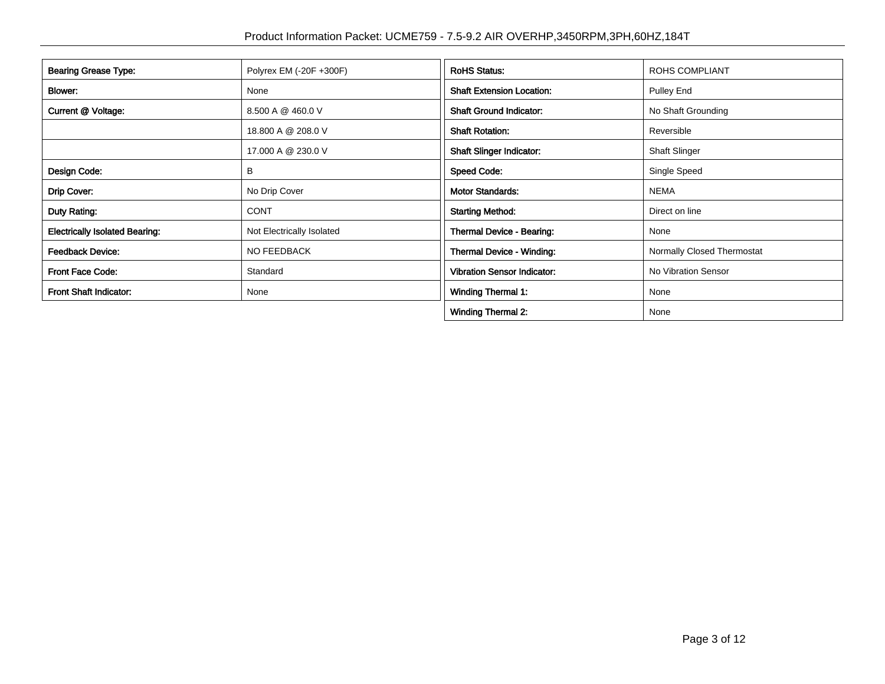| | |
|---|---|
| **Bearing Grease Type:** | Polyrex EM (-20F +300F) |
| **Blower:** | None |
| **Current @ Voltage:** | 8.500 A @ 460.0 V |
| | 18.800 A @ 208.0 V |
| | 17.000 A @ 230.0 V |
| **Design Code:** | B |
| **Drip Cover:** | No Drip Cover |
| **Duty Rating:** | CONT |
| **Electrically Isolated Bearing:** | Not Electrically Isolated |
| **Feedback Device:** | NO FEEDBACK |
| **Front Face Code:** | Standard |
| **Front Shaft Indicator:** | None |

| | |
|---|---|
| **RoHS Status:** | ROHS COMPLIANT |
| **Shaft Extension Location:** | Pulley End |
| **Shaft Ground Indicator:** | No Shaft Grounding |
| **Shaft Rotation:** | Reversible |
| **Shaft Slinger Indicator:** | Shaft Slinger |
| **Speed Code:** | Single Speed |
| **Motor Standards:** | NEMA |
| **Starting Method:** | Direct on line |
| **Thermal Device - Bearing:** | None |
| **Thermal Device - Winding:** | Normally Closed Thermostat |
| **Vibration Sensor Indicator:** | No Vibration Sensor |
| **Winding Thermal 1:** | None |
| **Winding Thermal 2:** | None |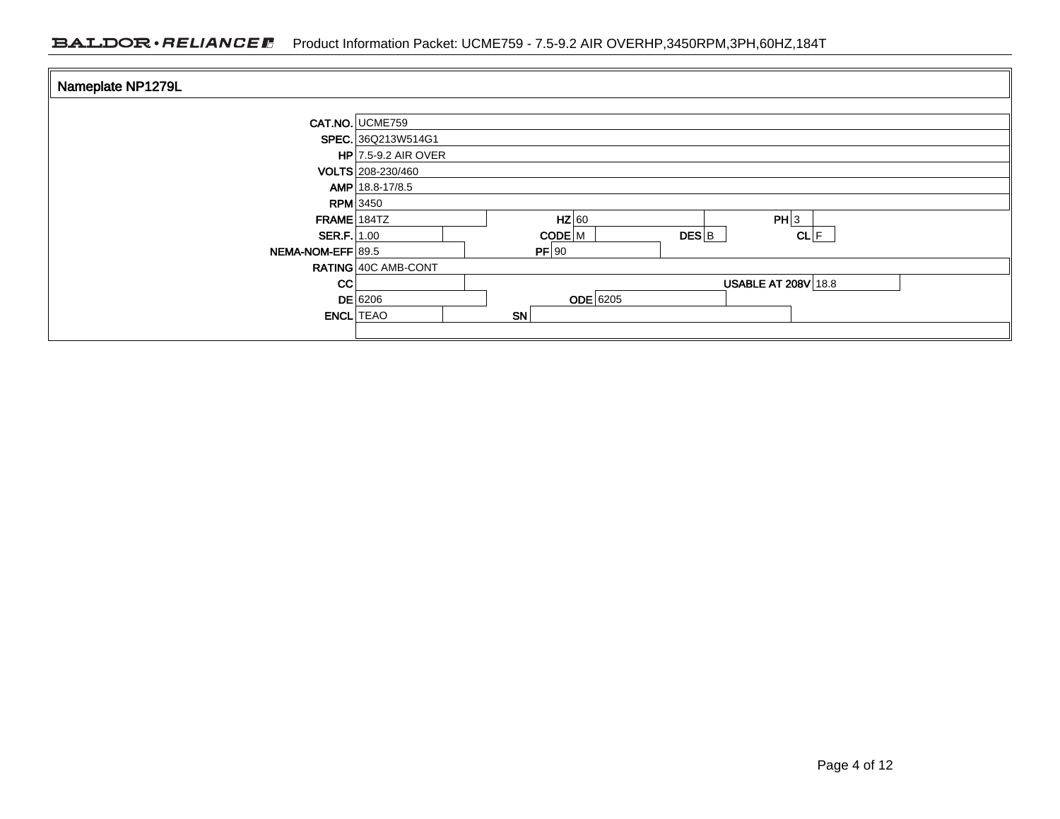## Nameplate NP1279L

| | | | | | |
|---|---|---|---|---|---|
| **CAT.NO.** | UCME759 | | | | |
| **SPEC.** | 36Q213W514G1 | | | | |
| **HP** | 7.5-9.2 AIR OVER | | | | |
| **VOLTS** | 208-230/460 | | | | |
| **AMP** | 18.8-17/8.5 | | | | |
| **RPM** | 3450 | | | | |
| **FRAME** | 184TZ | **HZ** | 60 | **PH** | 3 |
| **SER.F.** | 1.00 | **CODE** | M | **DES** | B |
| | | | | **CL** | F |
| **NEMA-NOM-EFF** | 89.5 | **PF** | 90 | | |
| **RATING** | 40C AMB-CONT | | | | |
| **CC** | | | | **USABLE AT 208V** | 18.8 |
| **DE** | 6206 | **ODE** | 6205 | | |
| **ENCL** | TEAO | **SN** | | | |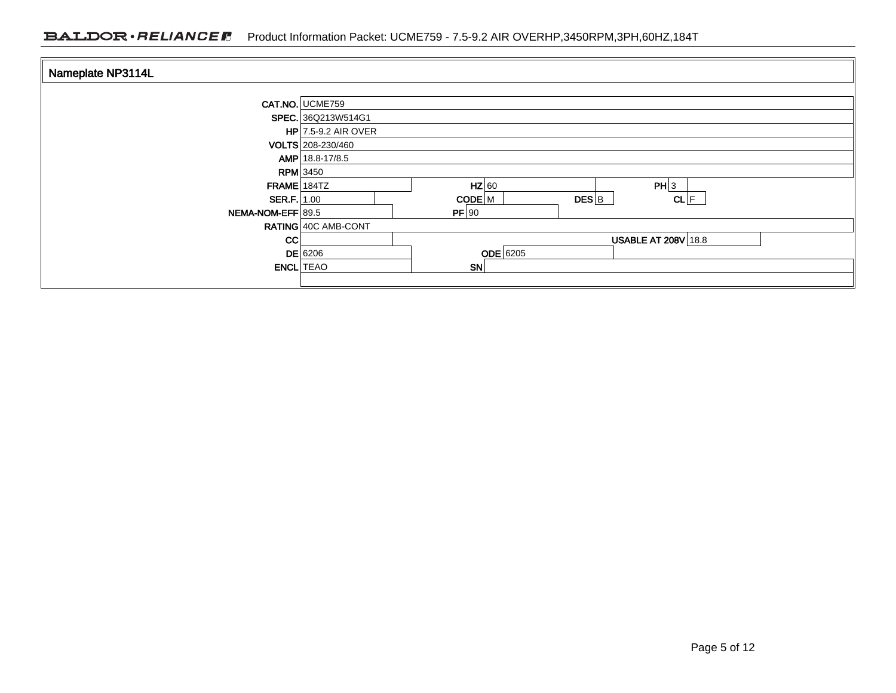## Nameplate NP3114L

| Field | Value | Field | Value | Field | Value | Field | Value |
|---|---|---|---|---|---|---|---|
| CAT.NO. | UCME759 | | | | | | |
| SPEC. | 36Q213W514G1 | | | | | | |
| HP | 7.5-9.2 AIR OVER | | | | | | |
| VOLTS | 208-230/460 | | | | | | |
| AMP | 18.8-17/8.5 | | | | | | |
| RPM | 3450 | | | | | | |
| FRAME | 184TZ | HZ | 60 | | | PH | 3 |
| SER.F. | 1.00 | CODE | M | DES | B | CL | F |
| NEMA-NOM-EFF | 89.5 | PF | 90 | | | | |
| RATING | 40C AMB-CONT | | | | | | |
| CC | | | | USABLE AT 208V | 18.8 | | |
| DE | 6206 | ODE | 6205 | | | | |
| ENCL | TEAO | SN | | | | | |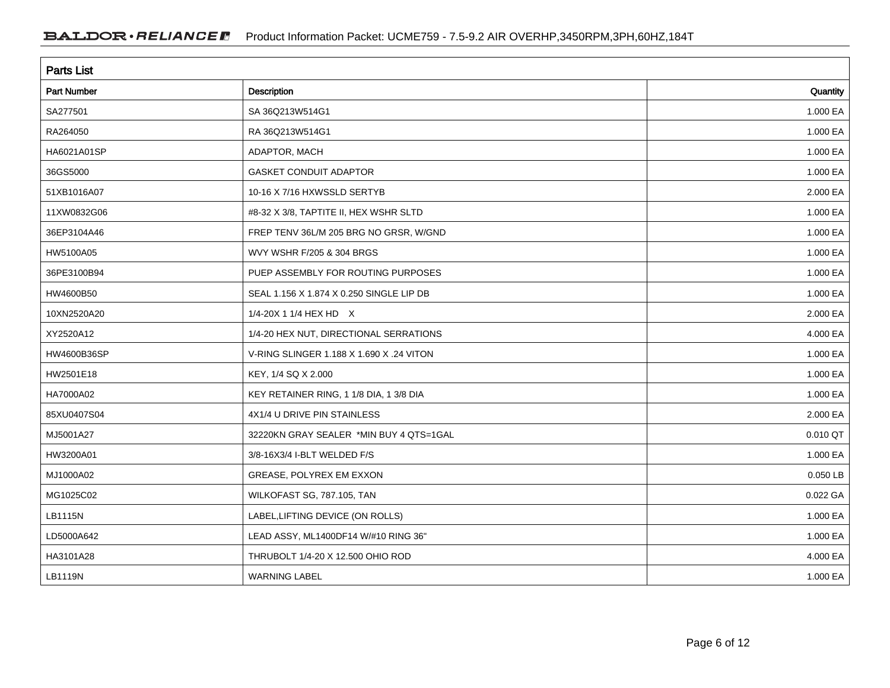## Parts List

| Part Number | Description | Quantity |
|---|---|---|
| SA277501 | SA 36Q213W514G1 | 1.000 EA |
| RA264050 | RA 36Q213W514G1 | 1.000 EA |
| HA6021A01SP | ADAPTOR, MACH | 1.000 EA |
| 36GS5000 | GASKET CONDUIT ADAPTOR | 1.000 EA |
| 51XB1016A07 | 10-16 X 7/16 HXWSSLD SERTYB | 2.000 EA |
| 11XW0832G06 | #8-32 X 3/8, TAPTITE II, HEX WSHR SLTD | 1.000 EA |
| 36EP3104A46 | FREP TENV 36L/M 205 BRG NO GRSR, W/GND | 1.000 EA |
| HW5100A05 | WVY WSHR F/205 & 304 BRGS | 1.000 EA |
| 36PE3100B94 | PUEP ASSEMBLY FOR ROUTING PURPOSES | 1.000 EA |
| HW4600B50 | SEAL 1.156 X 1.874 X 0.250 SINGLE LIP DB | 1.000 EA |
| 10XN2520A20 | 1/4-20X 1 1/4 HEX HD X | 2.000 EA |
| XY2520A12 | 1/4-20 HEX NUT, DIRECTIONAL SERRATIONS | 4.000 EA |
| HW4600B36SP | V-RING SLINGER 1.188 X 1.690 X .24 VITON | 1.000 EA |
| HW2501E18 | KEY, 1/4 SQ X 2.000 | 1.000 EA |
| HA7000A02 | KEY RETAINER RING, 1 1/8 DIA, 1 3/8 DIA | 1.000 EA |
| 85XU0407S04 | 4X1/4 U DRIVE PIN STAINLESS | 2.000 EA |
| MJ5001A27 | 32220KN GRAY SEALER *MIN BUY 4 QTS=1GAL | 0.010 QT |
| HW3200A01 | 3/8-16X3/4 I-BLT WELDED F/S | 1.000 EA |
| MJ1000A02 | GREASE, POLYREX EM EXXON | 0.050 LB |
| MG1025C02 | WILKOFAST SG, 787.105, TAN | 0.022 GA |
| LB1115N | LABEL,LIFTING DEVICE (ON ROLLS) | 1.000 EA |
| LD5000A642 | LEAD ASSY, ML1400DF14 W/#10 RING 36" | 1.000 EA |
| HA3101A28 | THRUBOLT 1/4-20 X 12.500 OHIO ROD | 4.000 EA |
| LB1119N | WARNING LABEL | 1.000 EA |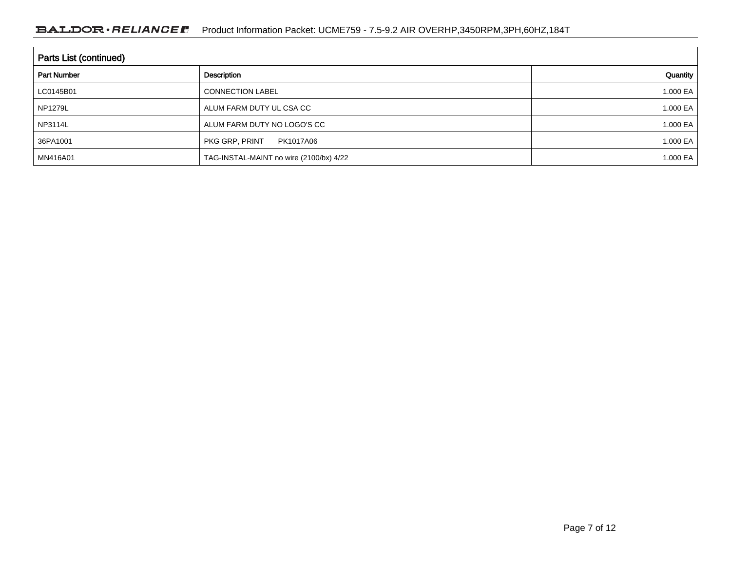## Parts List (continued)

| Part Number | Description | Quantity |
| --- | --- | --- |
| LC0145B01 | CONNECTION LABEL | 1.000 EA |
| NP1279L | ALUM FARM DUTY UL CSA CC | 1.000 EA |
| NP3114L | ALUM FARM DUTY NO LOGO'S CC | 1.000 EA |
| 36PA1001 | PKG GRP, PRINT PK1017A06 | 1.000 EA |
| MN416A01 | TAG-INSTAL-MAINT no wire (2100/bx) 4/22 | 1.000 EA |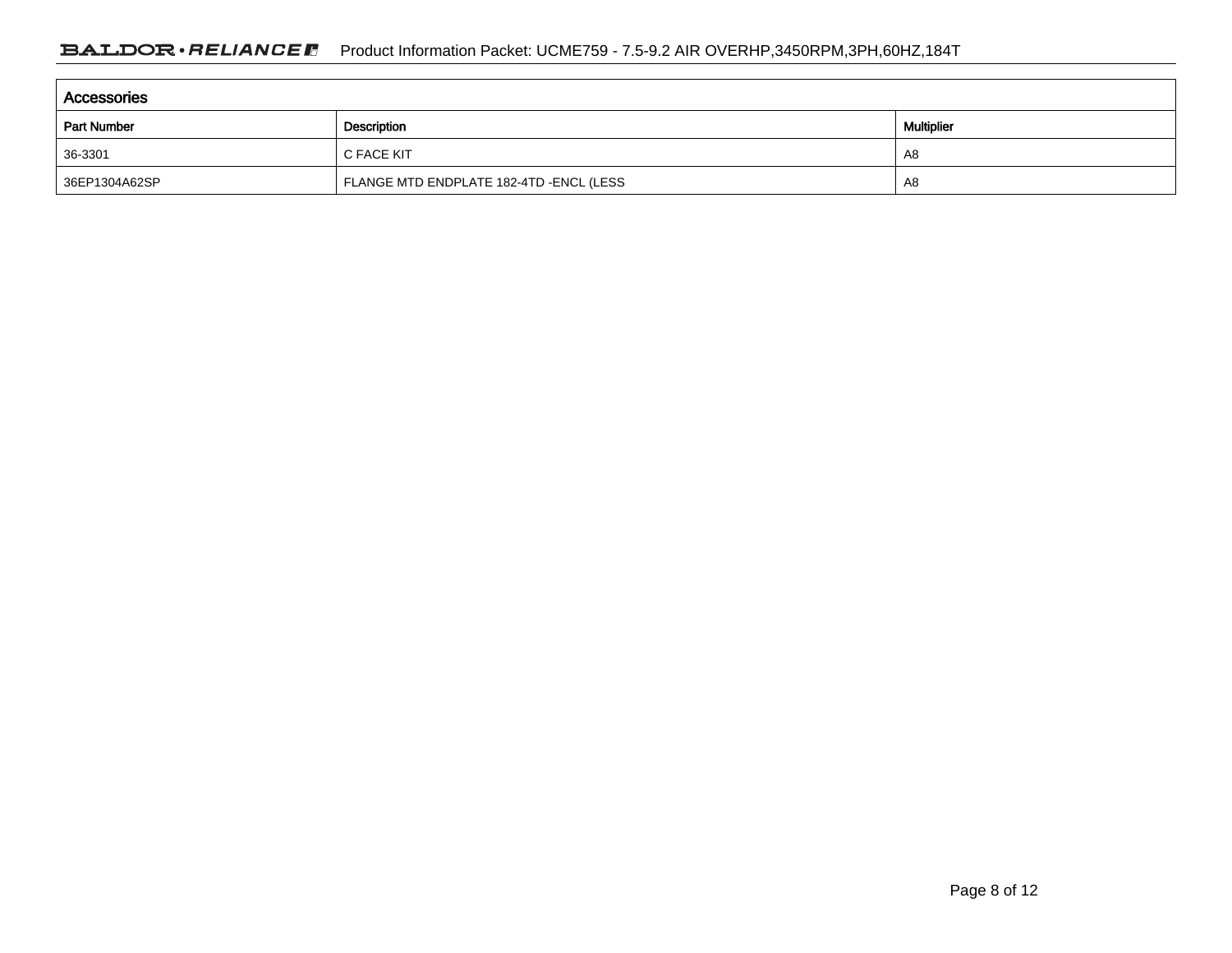## Accessories

| Part Number | Description | Multiplier |
| --- | --- | --- |
| 36-3301 | C FACE KIT | A8 |
| 36EP1304A62SP | FLANGE MTD ENDPLATE 182-4TD -ENCL (LESS | A8 |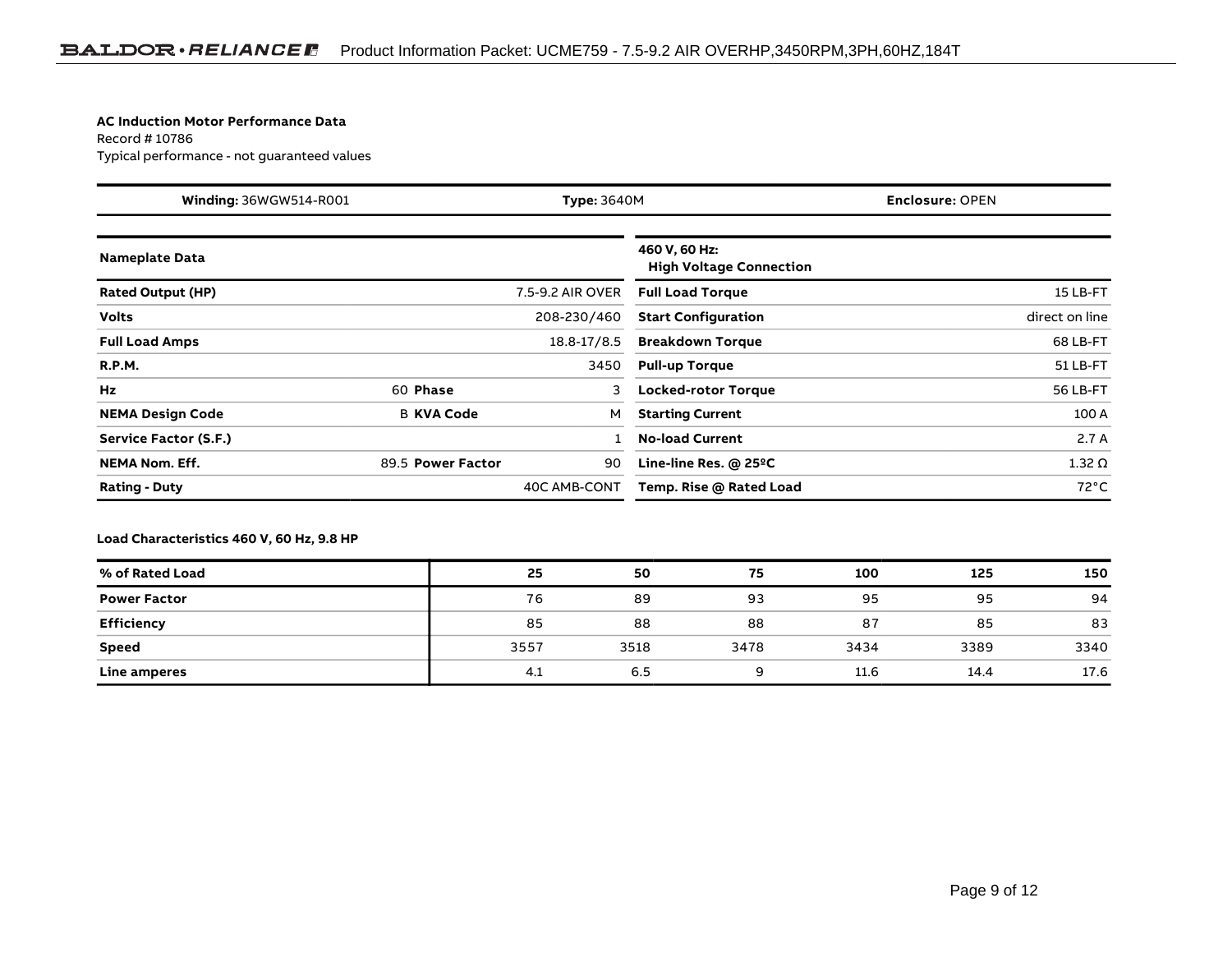**AC Induction Motor Performance Data**
Record # 10786
Typical performance - not guaranteed values

| **Winding:** 36WGW514-R001 | **Type:** 3640M | **Enclosure:** OPEN |
|---|---|---|

| **Nameplate Data** | | | |
|---|---|---|---|
| **Rated Output (HP)** | | | 7.5-9.2 AIR OVER |
| **Volts** | | | 208-230/460 |
| **Full Load Amps** | | | 18.8-17/8.5 |
| **R.P.M.** | | | 3450 |
| **Hz** | 60 | **Phase** | 3 |
| **NEMA Design Code** | B | **KVA Code** | M |
| **Service Factor (S.F.)** | | | 1 |
| **NEMA Nom. Eff.** | 89.5 | **Power Factor** | 90 |
| **Rating - Duty** | | | 40C AMB-CONT |

| **460 V, 60 Hz: High Voltage Connection** | |
|---|---|
| **Full Load Torque** | 15 LB-FT |
| **Start Configuration** | direct on line |
| **Breakdown Torque** | 68 LB-FT |
| **Pull-up Torque** | 51 LB-FT |
| **Locked-rotor Torque** | 56 LB-FT |
| **Starting Current** | 100 A |
| **No-load Current** | 2.7 A |
| **Line-line Res. @ 25ºC** | 1.32 Ω |
| **Temp. Rise @ Rated Load** | 72°C |

**Load Characteristics 460 V, 60 Hz, 9.8 HP**

| **% of Rated Load** | **25** | **50** | **75** | **100** | **125** | **150** |
|---|---|---|---|---|---|---|
| **Power Factor** | 76 | 89 | 93 | 95 | 95 | 94 |
| **Efficiency** | 85 | 88 | 88 | 87 | 85 | 83 |
| **Speed** | 3557 | 3518 | 3478 | 3434 | 3389 | 3340 |
| **Line amperes** | 4.1 | 6.5 | 9 | 11.6 | 14.4 | 17.6 |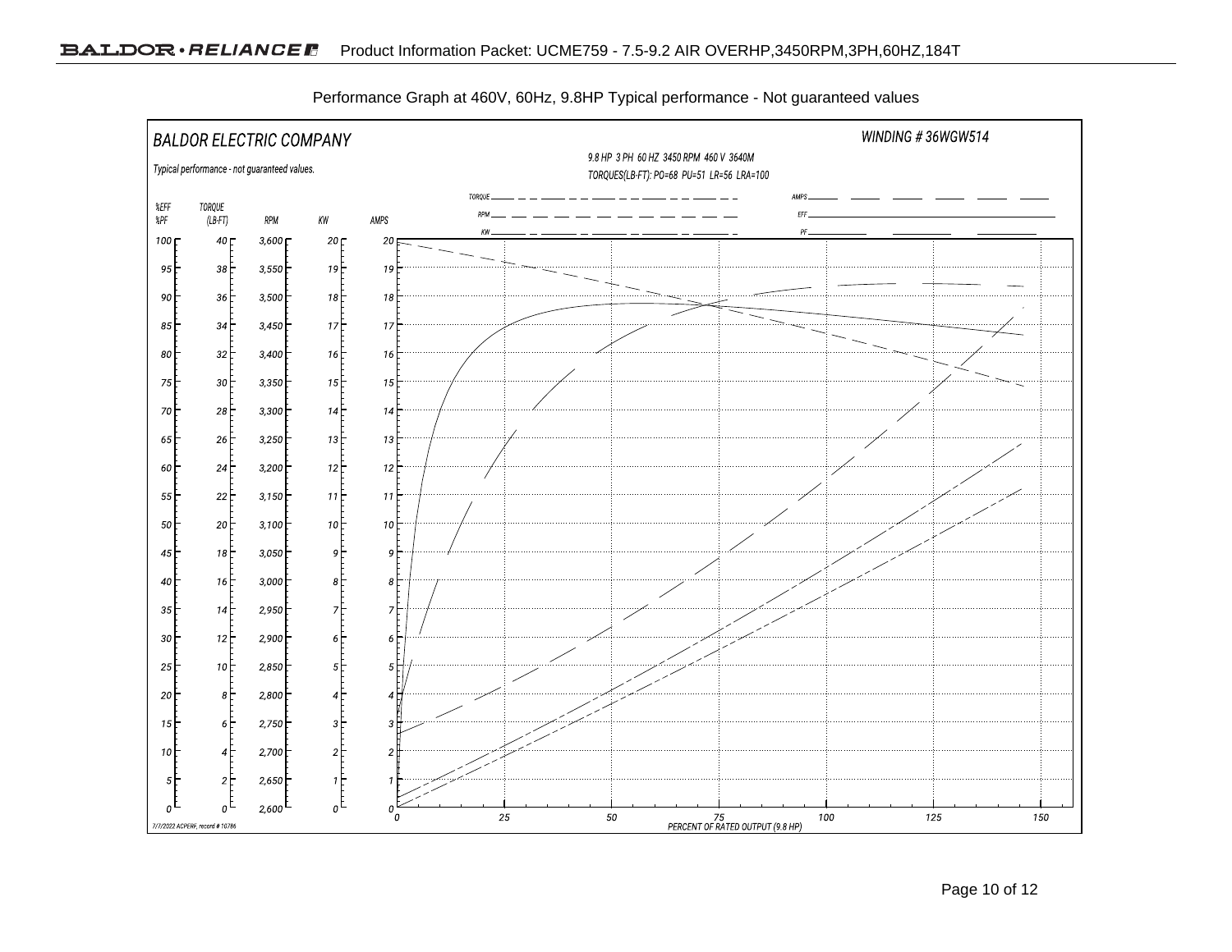Performance Graph at 460V, 60Hz, 9.8HP Typical performance - Not guaranteed values

BALDOR ELECTRIC COMPANY

Typical performance - not guaranteed values.

WINDING # 36WGW514

9.8 HP 3 PH 60 HZ 3450 RPM 460 V 3640M

TORQUES(LB-FT): PO=68 PU=51 LR=56 LRA=100

Legend: TORQUE, RPM, KW, AMPS, EFF, PF

| %EFF %PF | TORQUE (LB-FT) | RPM | KW | AMPS |
|---|---|---|---|---|
| 100 | 40 | 3,600 | 20 | 20 |
| 95 | 38 | 3,550 | 19 | 19 |
| 90 | 36 | 3,500 | 18 | 18 |
| 85 | 34 | 3,450 | 17 | 17 |
| 80 | 32 | 3,400 | 16 | 16 |
| 75 | 30 | 3,350 | 15 | 15 |
| 70 | 28 | 3,300 | 14 | 14 |
| 65 | 26 | 3,250 | 13 | 13 |
| 60 | 24 | 3,200 | 12 | 12 |
| 55 | 22 | 3,150 | 11 | 11 |
| 50 | 20 | 3,100 | 10 | 10 |
| 45 | 18 | 3,050 | 9 | 9 |
| 40 | 16 | 3,000 | 8 | 8 |
| 35 | 14 | 2,950 | 7 | 7 |
| 30 | 12 | 2,900 | 6 | 6 |
| 25 | 10 | 2,850 | 5 | 5 |
| 20 | 8 | 2,800 | 4 | 4 |
| 15 | 6 | 2,750 | 3 | 3 |
| 10 | 4 | 2,700 | 2 | 2 |
| 5 | 2 | 2,650 | 1 | 1 |
| 0 | 0 | 2,600 | 0 | 0 |

PERCENT OF RATED OUTPUT (9.8 HP): 0, 25, 50, 75, 100, 125, 150

7/7/2022 ACPERF, record # 10786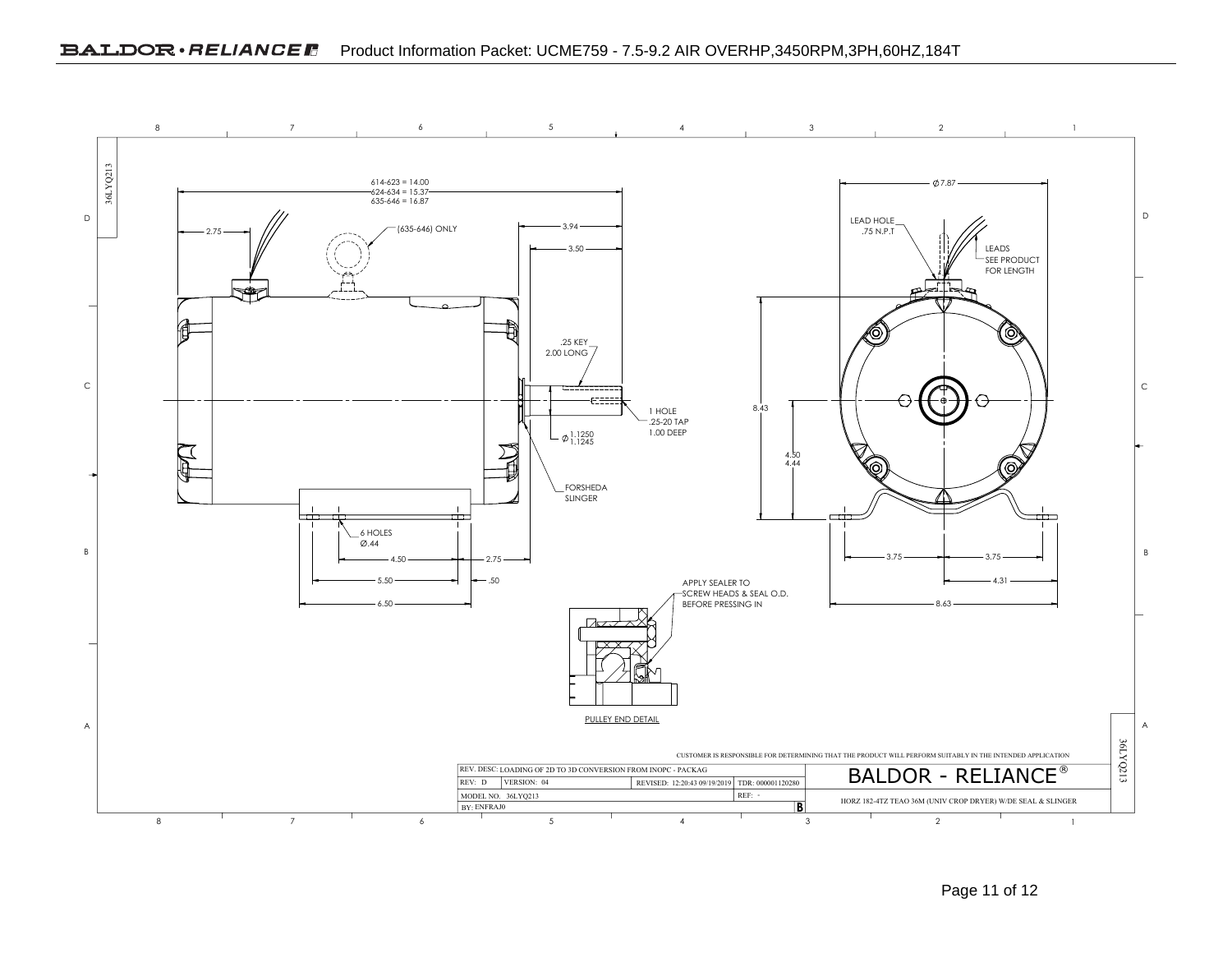614-623 = 14.00
624-634 = 15.37
635-646 = 16.87

2.75

(635-646) ONLY

3.94

3.50

.25 KEY
2.00 LONG

1 HOLE
.25-20 TAP
1.00 DEEP

Ø 1.1250 / 1.1245

FORSHEDA
SLINGER

6 HOLES
Ø.44

4.50 — 2.75

5.50 — .50

6.50

Ø7.87

LEAD HOLE
.75 N.P.T

LEADS
SEE PRODUCT
FOR LENGTH

8.43

4.50
4.44

3.75 — 3.75

4.31

8.63

APPLY SEALER TO
SCREW HEADS & SEAL O.D.
BEFORE PRESSING IN

PULLEY END DETAIL

CUSTOMER IS RESPONSIBLE FOR DETERMINING THAT THE PRODUCT WILL PERFORM SUITABLY IN THE INTENDED APPLICATION

| REV. DESC: LOADING OF 2D TO 3D CONVERSION FROM INOPC - PACKAG | | | | BALDOR - RELIANCE® |
|---|---|---|---|---|
| REV: D | VERSION: 04 | REVISED: 12:20:43 09/19/2019 | TDR: 000001120280 | |
| MODEL NO. 36LYQ213 | | | REF: - | HORZ 182-4TZ TEAO 36M (UNIV CROP DRYER) W/DE SEAL & SLINGER |
| BY: ENFRAJ0 | | | B | |

36LYQ213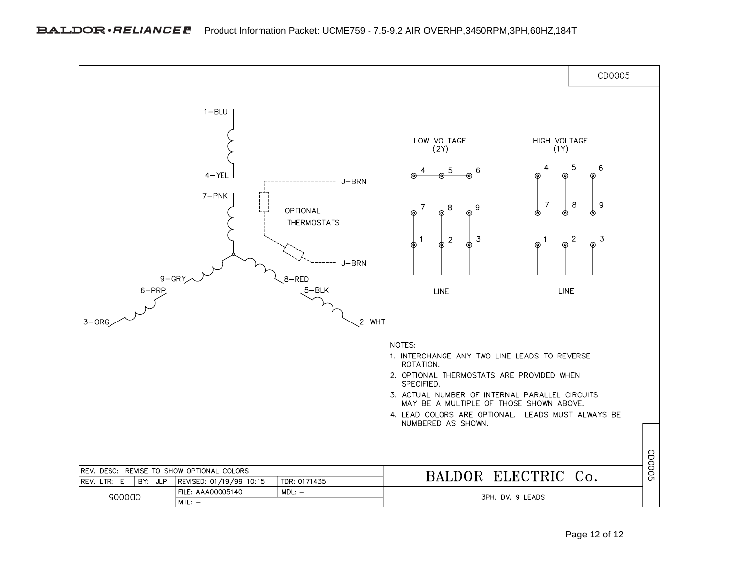CD0005

1-BLU

4-YEL

7-PNK

9-GRY

8-RED

6-PRP

5-BLK

3-ORG

2-WHT

J-BRN

OPTIONAL THERMOSTATS

J-BRN

LOW VOLTAGE (2Y)

4 5 6

7 8 9

1 2 3

LINE

HIGH VOLTAGE (1Y)

4 5 6

7 8 9

1 2 3

LINE

NOTES:

1. INTERCHANGE ANY TWO LINE LEADS TO REVERSE ROTATION.
2. OPTIONAL THERMOSTATS ARE PROVIDED WHEN SPECIFIED.
3. ACTUAL NUMBER OF INTERNAL PARALLEL CIRCUITS MAY BE A MULTIPLE OF THOSE SHOWN ABOVE.
4. LEAD COLORS ARE OPTIONAL. LEADS MUST ALWAYS BE NUMBERED AS SHOWN.

| | | | | |
|---|---|---|---|---|
| REV. DESC: REVISE TO SHOW OPTIONAL COLORS | | | | BALDOR ELECTRIC Co. |
| REV. LTR: E | BY: JLP | REVISED: 01/19/99 10:15 | TDR: 0171435 | |
| CD0005 | | FILE: AAA00005140 | MDL: – | 3PH, DV, 9 LEADS |
| | | MTL: – | | |

CD0005